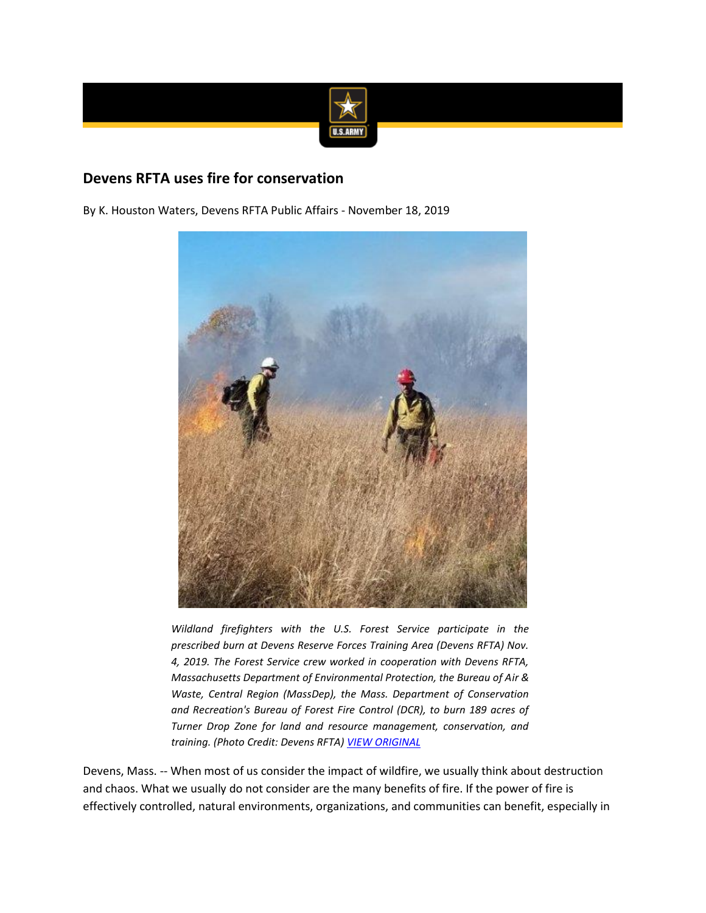# Devens RFTA uses fire for conservation

By K. Houston Waters, Devens RFTA Public Affairs - November 18, 2019

*Wildland firefighters with the U.S. Forest Service participate in the prescribed burn at Devens Reserve Forces Training Area (Devens RFTA) Nov. 4, 2019. The Forest Service crew worked in cooperation with Devens RFTA, Massachusetts Department of Environmental Protection, the Bureau of Air & Waste, Central Region (MassDep), the Mass. Department of Conservation and Recreation's Bureau of Forest Fire Control (DCR), to burn 189 acres of Turner Drop Zone for land and resource management, conservation, and training. (Photo Credit: Devens RFTA) VIEW ORIGINAL*

Devens, Mass. -- When most of us consider the impact of wildfire, we usually think about destruction and chaos. What we usually do not consider are the many benefits of fire. If the power of fire is effectively controlled, natural environments, organizations, and communities can benefit, especially in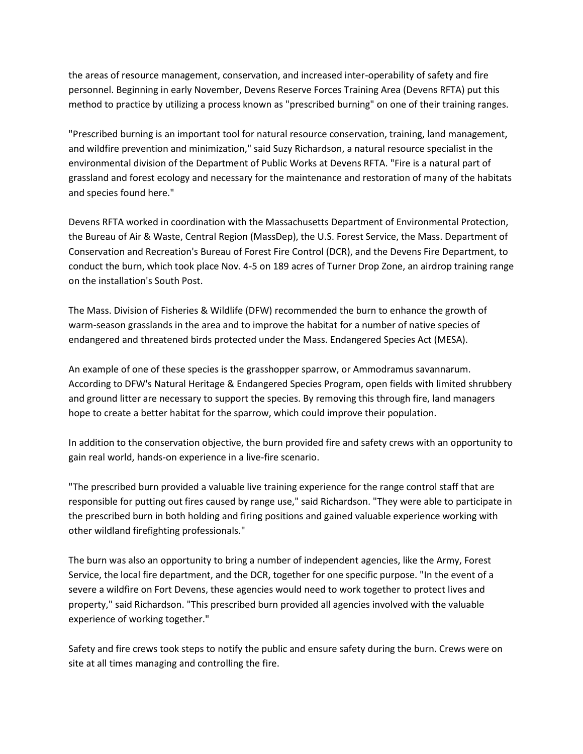the areas of resource management, conservation, and increased inter-operability of safety and fire personnel. Beginning in early November, Devens Reserve Forces Training Area (Devens RFTA) put this method to practice by utilizing a process known as "prescribed burning" on one of their training ranges.

"Prescribed burning is an important tool for natural resource conservation, training, land management, and wildfire prevention and minimization," said Suzy Richardson, a natural resource specialist in the environmental division of the Department of Public Works at Devens RFTA. "Fire is a natural part of grassland and forest ecology and necessary for the maintenance and restoration of many of the habitats and species found here."

Devens RFTA worked in coordination with the Massachusetts Department of Environmental Protection, the Bureau of Air & Waste, Central Region (MassDep), the U.S. Forest Service, the Mass. Department of Conservation and Recreation's Bureau of Forest Fire Control (DCR), and the Devens Fire Department, to conduct the burn, which took place Nov. 4-5 on 189 acres of Turner Drop Zone, an airdrop training range on the installation's South Post.

The Mass. Division of Fisheries & Wildlife (DFW) recommended the burn to enhance the growth of warm-season grasslands in the area and to improve the habitat for a number of native species of endangered and threatened birds protected under the Mass. Endangered Species Act (MESA).

An example of one of these species is the grasshopper sparrow, or Ammodramus savannarum. According to DFW's Natural Heritage & Endangered Species Program, open fields with limited shrubbery and ground litter are necessary to support the species. By removing this through fire, land managers hope to create a better habitat for the sparrow, which could improve their population.

In addition to the conservation objective, the burn provided fire and safety crews with an opportunity to gain real world, hands-on experience in a live-fire scenario.

"The prescribed burn provided a valuable live training experience for the range control staff that are responsible for putting out fires caused by range use," said Richardson. "They were able to participate in the prescribed burn in both holding and firing positions and gained valuable experience working with other wildland firefighting professionals."

The burn was also an opportunity to bring a number of independent agencies, like the Army, Forest Service, the local fire department, and the DCR, together for one specific purpose. "In the event of a severe a wildfire on Fort Devens, these agencies would need to work together to protect lives and property," said Richardson. "This prescribed burn provided all agencies involved with the valuable experience of working together."

Safety and fire crews took steps to notify the public and ensure safety during the burn. Crews were on site at all times managing and controlling the fire.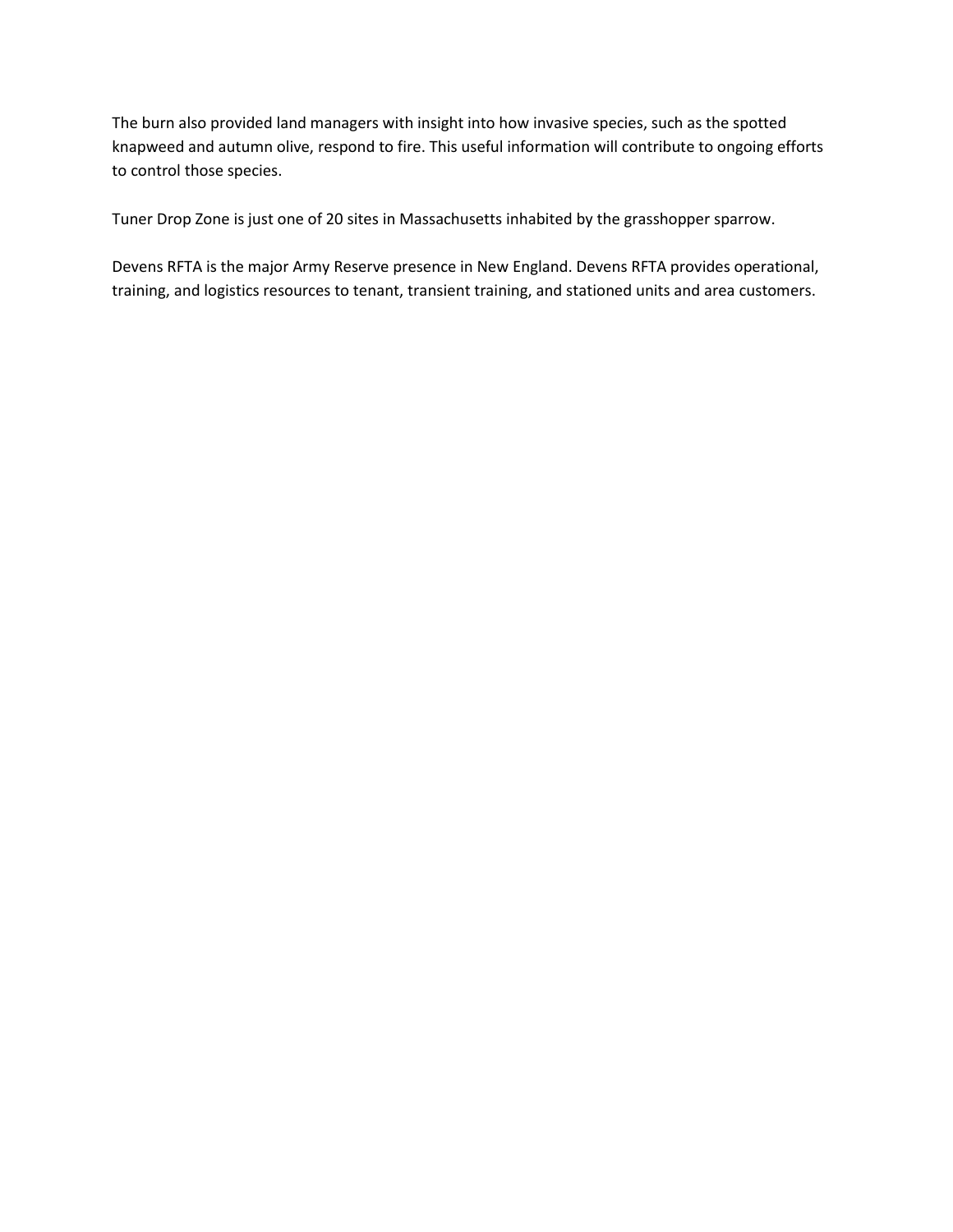The burn also provided land managers with insight into how invasive species, such as the spotted knapweed and autumn olive, respond to fire. This useful information will contribute to ongoing efforts to control those species.

Tuner Drop Zone is just one of 20 sites in Massachusetts inhabited by the grasshopper sparrow.

Devens RFTA is the major Army Reserve presence in New England. Devens RFTA provides operational, training, and logistics resources to tenant, transient training, and stationed units and area customers.